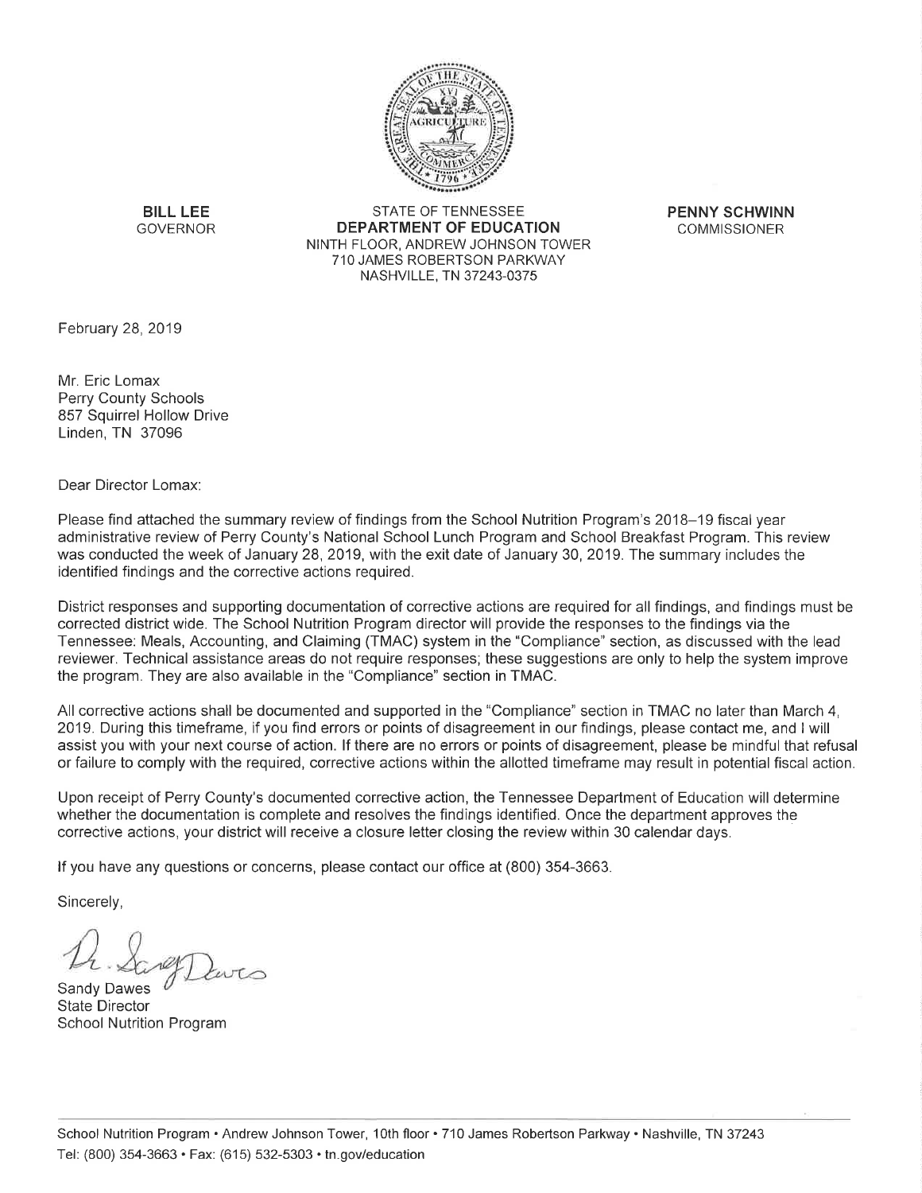**BILL LEE**
GOVERNOR

STATE OF TENNESSEE
**DEPARTMENT OF EDUCATION**
NINTH FLOOR, ANDREW JOHNSON TOWER
710 JAMES ROBERTSON PARKWAY
NASHVILLE, TN 37243-0375

**PENNY SCHWINN**
COMMISSIONER

February 28, 2019

Mr. Eric Lomax
Perry County Schools
857 Squirrel Hollow Drive
Linden, TN 37096

Dear Director Lomax:

Please find attached the summary review of findings from the School Nutrition Program's 2018–19 fiscal year administrative review of Perry County's National School Lunch Program and School Breakfast Program. This review was conducted the week of January 28, 2019, with the exit date of January 30, 2019. The summary includes the identified findings and the corrective actions required.

District responses and supporting documentation of corrective actions are required for all findings, and findings must be corrected district wide. The School Nutrition Program director will provide the responses to the findings via the Tennessee: Meals, Accounting, and Claiming (TMAC) system in the "Compliance" section, as discussed with the lead reviewer. Technical assistance areas do not require responses; these suggestions are only to help the system improve the program. They are also available in the "Compliance" section in TMAC.

All corrective actions shall be documented and supported in the "Compliance" section in TMAC no later than March 4, 2019. During this timeframe, if you find errors or points of disagreement in our findings, please contact me, and I will assist you with your next course of action. If there are no errors or points of disagreement, please be mindful that refusal or failure to comply with the required, corrective actions within the allotted timeframe may result in potential fiscal action.

Upon receipt of Perry County's documented corrective action, the Tennessee Department of Education will determine whether the documentation is complete and resolves the findings identified. Once the department approves the corrective actions, your district will receive a closure letter closing the review within 30 calendar days.

If you have any questions or concerns, please contact our office at (800) 354-3663.

Sincerely,

Sandy Dawes
State Director
School Nutrition Program

School Nutrition Program • Andrew Johnson Tower, 10th floor • 710 James Robertson Parkway • Nashville, TN 37243
Tel: (800) 354-3663 • Fax: (615) 532-5303 • tn.gov/education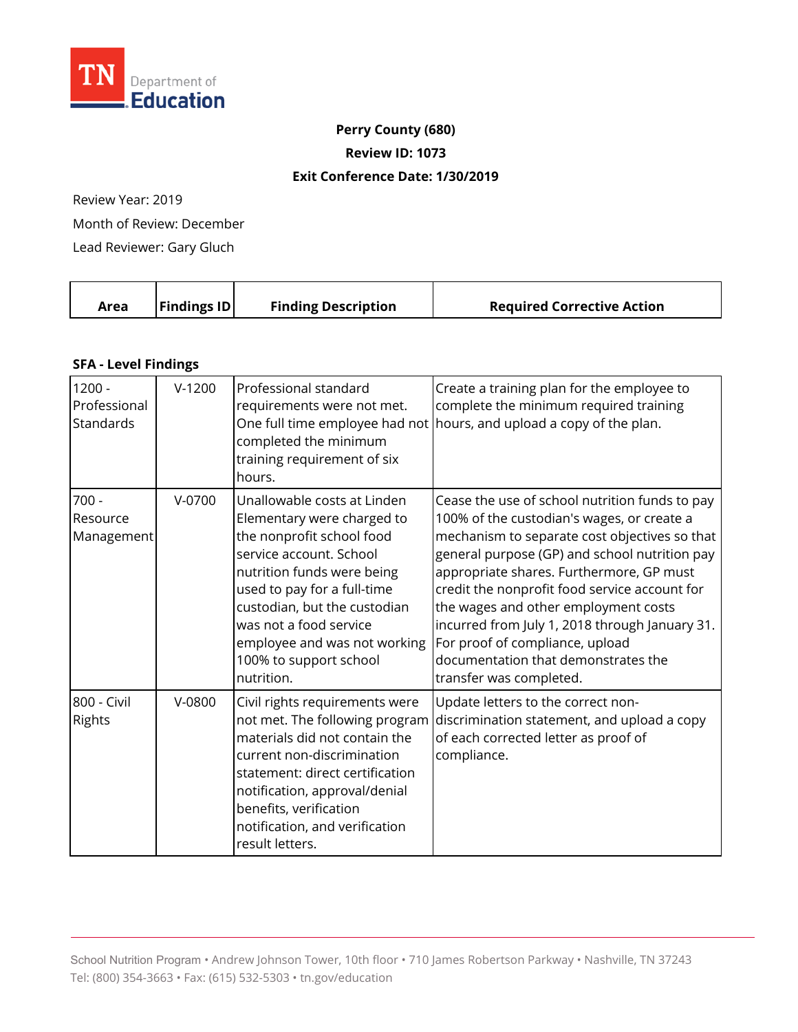**Perry County (680)**

**Review ID: 1073**

**Exit Conference Date: 1/30/2019**

Review Year: 2019

Month of Review: December

Lead Reviewer: Gary Gluch

| Area | Findings ID | Finding Description | Required Corrective Action |
|---|---|---|---|
| **SFA - Level Findings** | | | |
| 1200 - Professional Standards | V-1200 | Professional standard requirements were not met. One full time employee had not completed the minimum training requirement of six hours. | Create a training plan for the employee to complete the minimum required training hours, and upload a copy of the plan. |
| 700 - Resource Management | V-0700 | Unallowable costs at Linden Elementary were charged to the nonprofit school food service account. School nutrition funds were being used to pay for a full-time custodian, but the custodian was not a food service employee and was not working 100% to support school nutrition. | Cease the use of school nutrition funds to pay 100% of the custodian's wages, or create a mechanism to separate cost objectives so that general purpose (GP) and school nutrition pay appropriate shares. Furthermore, GP must credit the nonprofit food service account for the wages and other employment costs incurred from July 1, 2018 through January 31. For proof of compliance, upload documentation that demonstrates the transfer was completed. |
| 800 - Civil Rights | V-0800 | Civil rights requirements were not met. The following program materials did not contain the current non-discrimination statement: direct certification notification, approval/denial benefits, verification notification, and verification result letters. | Update letters to the correct non-discrimination statement, and upload a copy of each corrected letter as proof of compliance. |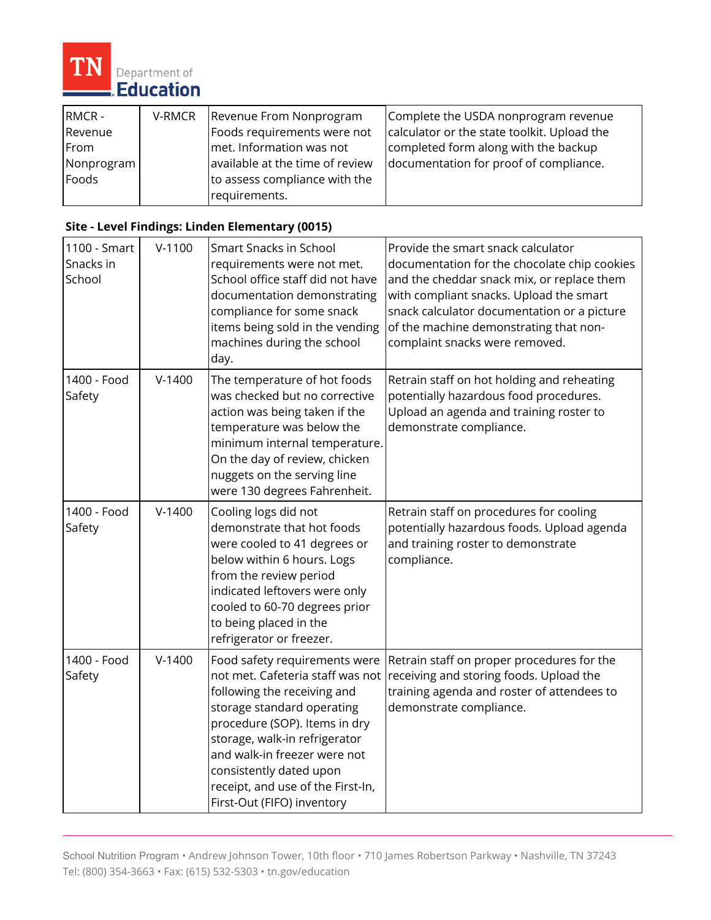| | | | |
|---|---|---|---|
| RMCR - Revenue From Nonprogram Foods | V-RMCR | Revenue From Nonprogram Foods requirements were not met. Information was not available at the time of review to assess compliance with the requirements. | Complete the USDA nonprogram revenue calculator or the state toolkit. Upload the completed form along with the backup documentation for proof of compliance. |

**Site - Level Findings: Linden Elementary (0015)**

| | | | |
|---|---|---|---|
| 1100 - Smart Snacks in School | V-1100 | Smart Snacks in School requirements were not met. School office staff did not have documentation demonstrating compliance for some snack items being sold in the vending machines during the school day. | Provide the smart snack calculator documentation for the chocolate chip cookies and the cheddar snack mix, or replace them with compliant snacks. Upload the smart snack calculator documentation or a picture of the machine demonstrating that non-complaint snacks were removed. |
| 1400 - Food Safety | V-1400 | The temperature of hot foods was checked but no corrective action was being taken if the temperature was below the minimum internal temperature. On the day of review, chicken nuggets on the serving line were 130 degrees Fahrenheit. | Retrain staff on hot holding and reheating potentially hazardous food procedures. Upload an agenda and training roster to demonstrate compliance. |
| 1400 - Food Safety | V-1400 | Cooling logs did not demonstrate that hot foods were cooled to 41 degrees or below within 6 hours. Logs from the review period indicated leftovers were only cooled to 60-70 degrees prior to being placed in the refrigerator or freezer. | Retrain staff on procedures for cooling potentially hazardous foods. Upload agenda and training roster to demonstrate compliance. |
| 1400 - Food Safety | V-1400 | Food safety requirements were not met. Cafeteria staff was not following the receiving and storage standard operating procedure (SOP). Items in dry storage, walk-in refrigerator and walk-in freezer were not consistently dated upon receipt, and use of the First-In, First-Out (FIFO) inventory | Retrain staff on proper procedures for the receiving and storing foods. Upload the training agenda and roster of attendees to demonstrate compliance. |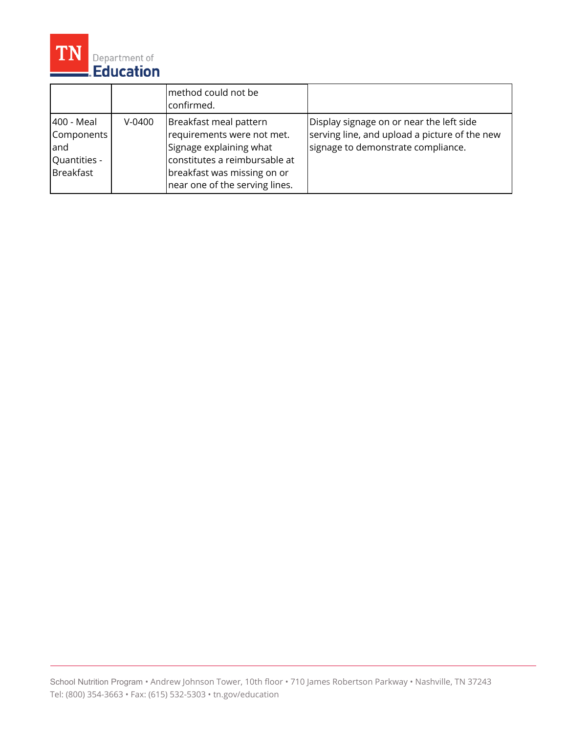| | | | |
|---|---|---|---|
| | | method could not be confirmed. | |
| 400 - Meal Components and Quantities - Breakfast | V-0400 | Breakfast meal pattern requirements were not met. Signage explaining what constitutes a reimbursable at breakfast was missing on or near one of the serving lines. | Display signage on or near the left side serving line, and upload a picture of the new signage to demonstrate compliance. |